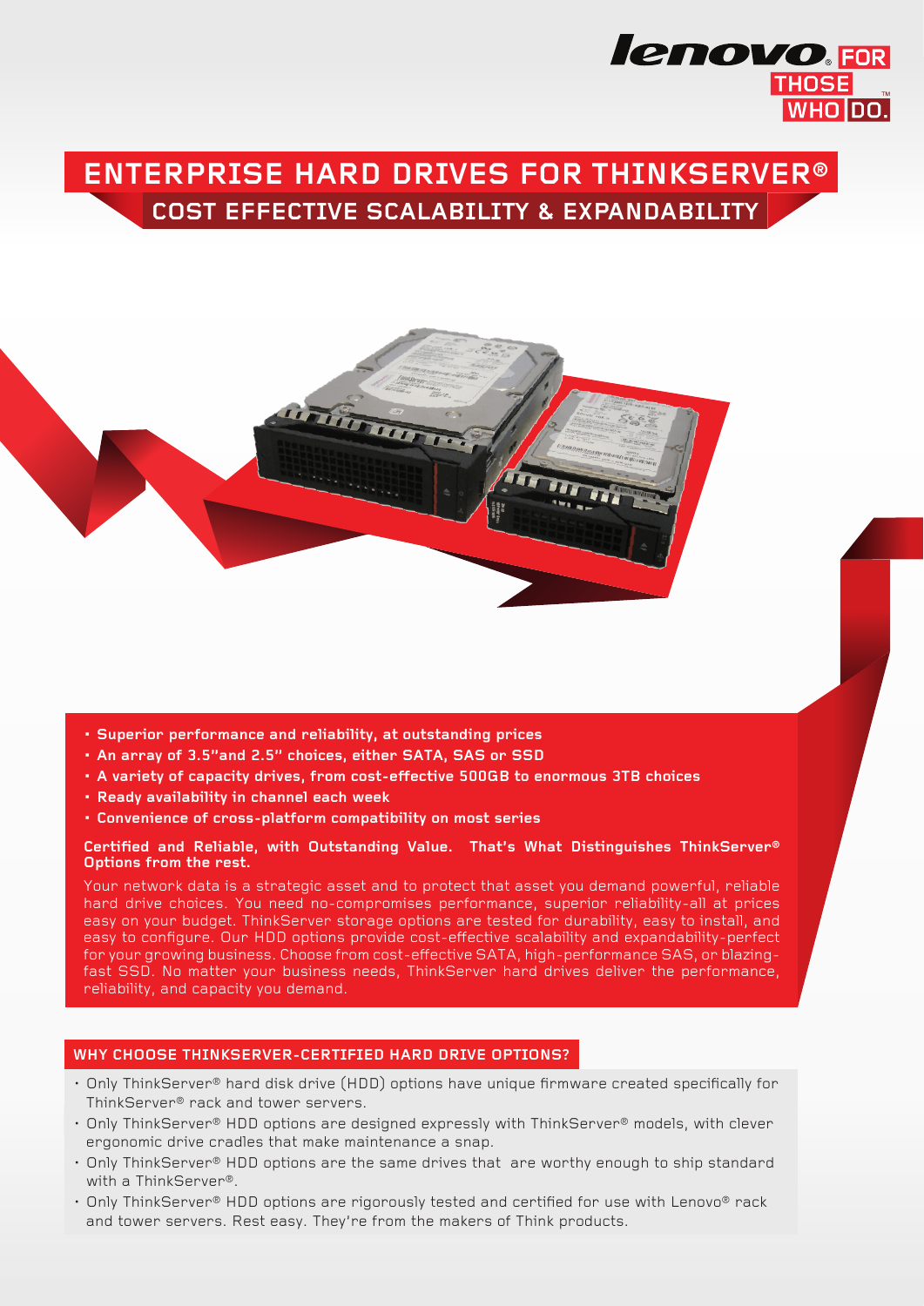# ENTERPRISE HARD DRIVES FOR THINKSERVER®

## COST EFFECTIVE SCALABILITY & EXPANDABILITY

- **Superior performance and reliability, at outstanding prices**
- **An array of 3.5"and 2.5" choices, either SATA, SAS or SSD**
- **A variety of capacity drives, from cost-effective 500GB to enormous 3TB choices**
- **Ready availability in channel each week**
- **Convenience of cross-platform compatibility on most series**

**Certified and Reliable, with Outstanding Value. That's What Distinguishes ThinkServer® Options from the rest.**

Your network data is a strategic asset and to protect that asset you demand powerful, reliable hard drive choices. You need no-compromises performance, superior reliability-all at prices easy on your budget. ThinkServer storage options are tested for durability, easy to install, and easy to configure. Our HDD options provide cost-effective scalability and expandability-perfect for your growing business. Choose from cost-effective SATA, high-performance SAS, or blazing-fast SSD. No matter your business needs, ThinkServer hard drives deliver the performance, reliability, and capacity you demand.

### WHY CHOOSE THINKSERVER-CERTIFIED HARD DRIVE OPTIONS?

- Only ThinkServer® hard disk drive (HDD) options have unique firmware created specifically for ThinkServer® rack and tower servers.
- Only ThinkServer® HDD options are designed expressly with ThinkServer® models, with clever ergonomic drive cradles that make maintenance a snap.
- Only ThinkServer® HDD options are the same drives that are worthy enough to ship standard with a ThinkServer®.
- Only ThinkServer® HDD options are rigorously tested and certified for use with Lenovo® rack and tower servers. Rest easy. They're from the makers of Think products.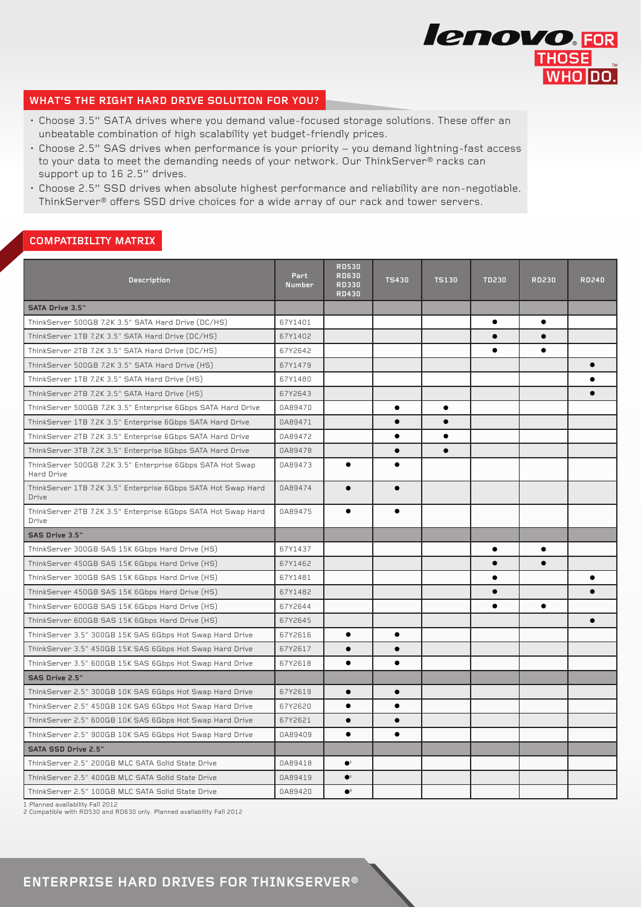## WHAT'S THE RIGHT HARD DRIVE SOLUTION FOR YOU?

- Choose 3.5" SATA drives where you demand value-focused storage solutions. These offer an unbeatable combination of high scalability yet budget-friendly prices.
- Choose 2.5" SAS drives when performance is your priority – you demand lightning-fast access to your data to meet the demanding needs of your network. Our ThinkServer® racks can support up to 16 2.5" drives.
- Choose 2.5" SSD drives when absolute highest performance and reliability are non-negotiable. ThinkServer® offers SSD drive choices for a wide array of our rack and tower servers.

## COMPATIBILITY MATRIX

| Description | Part Number | RD530 RD630 RD330 RD430 | TS430 | TS130 | TD230 | RD230 | RD240 |
|---|---|---|---|---|---|---|---|
| **SATA Drive 3.5"** | | | | | | | |
| ThinkServer 500GB 7.2K 3.5" SATA Hard Drive (DC/HS) | 67Y1401 | | | | ● | ● | |
| ThinkServer 1TB 7.2K 3.5" SATA Hard Drive (DC/HS) | 67Y1402 | | | | ● | ● | |
| ThinkServer 2TB 7.2K 3.5" SATA Hard Drive (DC/HS) | 67Y2642 | | | | ● | ● | |
| ThinkServer 500GB 7.2K 3.5" SATA Hard Drive (HS) | 67Y1479 | | | | | | ● |
| ThinkServer 1TB 7.2K 3.5" SATA Hard Drive (HS) | 67Y1480 | | | | | | ● |
| ThinkServer 2TB 7.2K 3.5" SATA Hard Drive (HS) | 67Y2643 | | | | | | ● |
| ThinkServer 500GB 7.2K 3.5" Enterprise 6Gbps SATA Hard Drive | 0A89470 | | ● | ● | | | |
| ThinkServer 1TB 7.2K 3.5" Enterprise 6Gbps SATA Hard Drive | 0A89471 | | ● | ● | | | |
| ThinkServer 2TB 7.2K 3.5" Enterprise 6Gbps SATA Hard Drive | 0A89472 | | ● | ● | | | |
| ThinkServer 3TB 7.2K 3.5" Enterprise 6Gbps SATA Hard Drive | 0A89478 | | ● | ● | | | |
| ThinkServer 500GB 7.2K 3.5" Enterprise 6Gbps SATA Hot Swap Hard Drive | 0A89473 | ● | ● | | | | |
| ThinkServer 1TB 7.2K 3.5" Enterprise 6Gbps SATA Hot Swap Hard Drive | 0A89474 | ● | ● | | | | |
| ThinkServer 2TB 7.2K 3.5" Enterprise 6Gbps SATA Hot Swap Hard Drive | 0A89475 | ● | ● | | | | |
| **SAS Drive 3.5"** | | | | | | | |
| ThinkServer 300GB SAS 15K 6Gbps Hard Drive (HS) | 67Y1437 | | | | ● | ● | |
| ThinkServer 450GB SAS 15K 6Gbps Hard Drive (HS) | 67Y1462 | | | | ● | ● | |
| ThinkServer 300GB SAS 15K 6Gbps Hard Drive (HS) | 67Y1481 | | | | ● | | ● |
| ThinkServer 450GB SAS 15K 6Gbps Hard Drive (HS) | 67Y1482 | | | | ● | | ● |
| ThinkServer 600GB SAS 15K 6Gbps Hard Drive (HS) | 67Y2644 | | | | ● | ● | |
| ThinkServer 600GB SAS 15K 6Gbps Hard Drive (HS) | 67Y2645 | | | | | | ● |
| ThinkServer 3.5" 300GB 15K SAS 6Gbps Hot Swap Hard Drive | 67Y2616 | ● | ● | | | | |
| ThinkServer 3.5" 450GB 15K SAS 6Gbps Hot Swap Hard Drive | 67Y2617 | ● | ● | | | | |
| ThinkServer 3.5" 600GB 15K SAS 6Gbps Hot Swap Hard Drive | 67Y2618 | ● | ● | | | | |
| **SAS Drive 2.5"** | | | | | | | |
| ThinkServer 2.5" 300GB 10K SAS 6Gbps Hot Swap Hard Drive | 67Y2619 | ● | ● | | | | |
| ThinkServer 2.5" 450GB 10K SAS 6Gbps Hot Swap Hard Drive | 67Y2620 | ● | ● | | | | |
| ThinkServer 2.5" 600GB 10K SAS 6Gbps Hot Swap Hard Drive | 67Y2621 | ● | ● | | | | |
| ThinkServer 2.5" 900GB 10K SAS 6Gbps Hot Swap Hard Drive | 0A89409 | ● | ● | | | | |
| **SATA SSD Drive 2.5"** | | | | | | | |
| ThinkServer 2.5" 200GB MLC SATA Solid State Drive | 0A89418 | ●[1] | | | | | |
| ThinkServer 2.5" 400GB MLC SATA Solid State Drive | 0A89419 | ●[1] | | | | | |
| ThinkServer 2.5" 100GB MLC SATA Solid State Drive | 0A89420 | ●[2] | | | | | |

1 Planned availability Fall 2012
2 Compatible with RD530 and RD630 only. Planned availability Fall 2012

## ENTERPRISE HARD DRIVES FOR THINKSERVER®